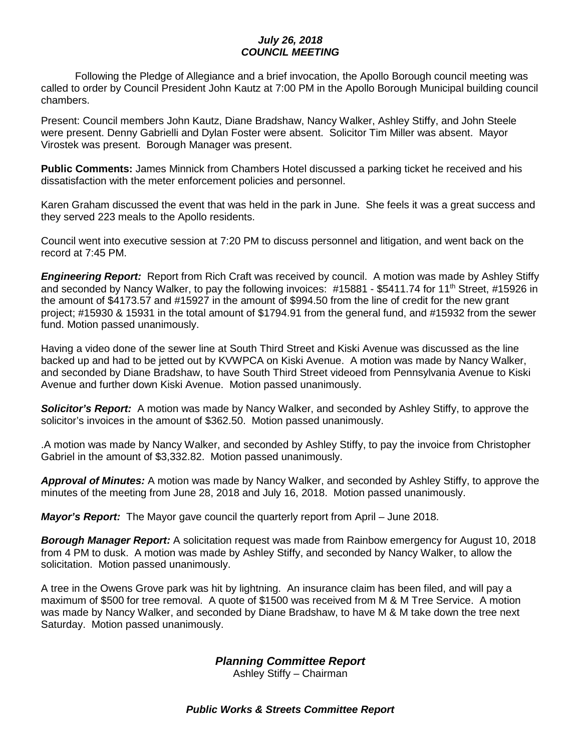***July 26, 2018***
***COUNCIL MEETING***

Following the Pledge of Allegiance and a brief invocation, the Apollo Borough council meeting was called to order by Council President John Kautz at 7:00 PM in the Apollo Borough Municipal building council chambers.

Present: Council members John Kautz, Diane Bradshaw, Nancy Walker, Ashley Stiffy, and John Steele were present. Denny Gabrielli and Dylan Foster were absent. Solicitor Tim Miller was absent. Mayor Virostek was present. Borough Manager was present.

**Public Comments:** James Minnick from Chambers Hotel discussed a parking ticket he received and his dissatisfaction with the meter enforcement policies and personnel.

Karen Graham discussed the event that was held in the park in June. She feels it was a great success and they served 223 meals to the Apollo residents.

Council went into executive session at 7:20 PM to discuss personnel and litigation, and went back on the record at 7:45 PM.

***Engineering Report:*** Report from Rich Craft was received by council. A motion was made by Ashley Stiffy and seconded by Nancy Walker, to pay the following invoices: #15881 - $5411.74 for 11th Street, #15926 in the amount of $4173.57 and #15927 in the amount of $994.50 from the line of credit for the new grant project; #15930 & 15931 in the total amount of $1794.91 from the general fund, and #15932 from the sewer fund. Motion passed unanimously.

Having a video done of the sewer line at South Third Street and Kiski Avenue was discussed as the line backed up and had to be jetted out by KVWPCA on Kiski Avenue. A motion was made by Nancy Walker, and seconded by Diane Bradshaw, to have South Third Street videoed from Pennsylvania Avenue to Kiski Avenue and further down Kiski Avenue. Motion passed unanimously.

***Solicitor's Report:*** A motion was made by Nancy Walker, and seconded by Ashley Stiffy, to approve the solicitor's invoices in the amount of $362.50. Motion passed unanimously.

.A motion was made by Nancy Walker, and seconded by Ashley Stiffy, to pay the invoice from Christopher Gabriel in the amount of $3,332.82. Motion passed unanimously.

***Approval of Minutes:*** A motion was made by Nancy Walker, and seconded by Ashley Stiffy, to approve the minutes of the meeting from June 28, 2018 and July 16, 2018. Motion passed unanimously.

***Mayor's Report:*** The Mayor gave council the quarterly report from April – June 2018.

***Borough Manager Report:*** A solicitation request was made from Rainbow emergency for August 10, 2018 from 4 PM to dusk. A motion was made by Ashley Stiffy, and seconded by Nancy Walker, to allow the solicitation. Motion passed unanimously.

A tree in the Owens Grove park was hit by lightning. An insurance claim has been filed, and will pay a maximum of $500 for tree removal. A quote of $1500 was received from M & M Tree Service. A motion was made by Nancy Walker, and seconded by Diane Bradshaw, to have M & M take down the tree next Saturday. Motion passed unanimously.

***Planning Committee Report***
Ashley Stiffy – Chairman

***Public Works & Streets Committee Report***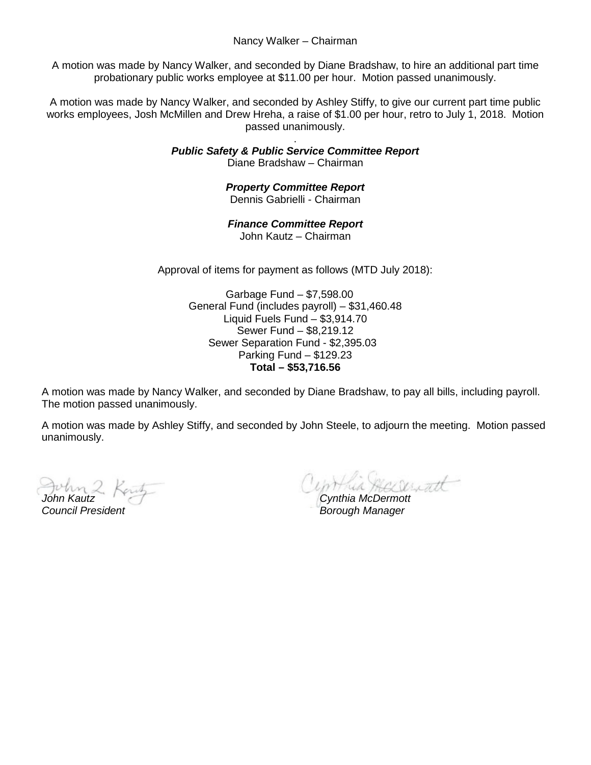Nancy Walker – Chairman

A motion was made by Nancy Walker, and seconded by Diane Bradshaw, to hire an additional part time probationary public works employee at $11.00 per hour. Motion passed unanimously.

A motion was made by Nancy Walker, and seconded by Ashley Stiffy, to give our current part time public works employees, Josh McMillen and Drew Hreha, a raise of $1.00 per hour, retro to July 1, 2018. Motion passed unanimously.

.

***Public Safety & Public Service Committee Report***
Diane Bradshaw – Chairman

***Property Committee Report***
Dennis Gabrielli - Chairman

***Finance Committee Report***
John Kautz – Chairman

Approval of items for payment as follows (MTD July 2018):

Garbage Fund – $7,598.00
General Fund (includes payroll) – $31,460.48
Liquid Fuels Fund – $3,914.70
Sewer Fund – $8,219.12
Sewer Separation Fund - $2,395.03
Parking Fund – $129.23
**Total – $53,716.56**

A motion was made by Nancy Walker, and seconded by Diane Bradshaw, to pay all bills, including payroll. The motion passed unanimously.

A motion was made by Ashley Stiffy, and seconded by John Steele, to adjourn the meeting. Motion passed unanimously.

*John Kautz*
*Council President*

*Cynthia McDermott*
*Borough Manager*